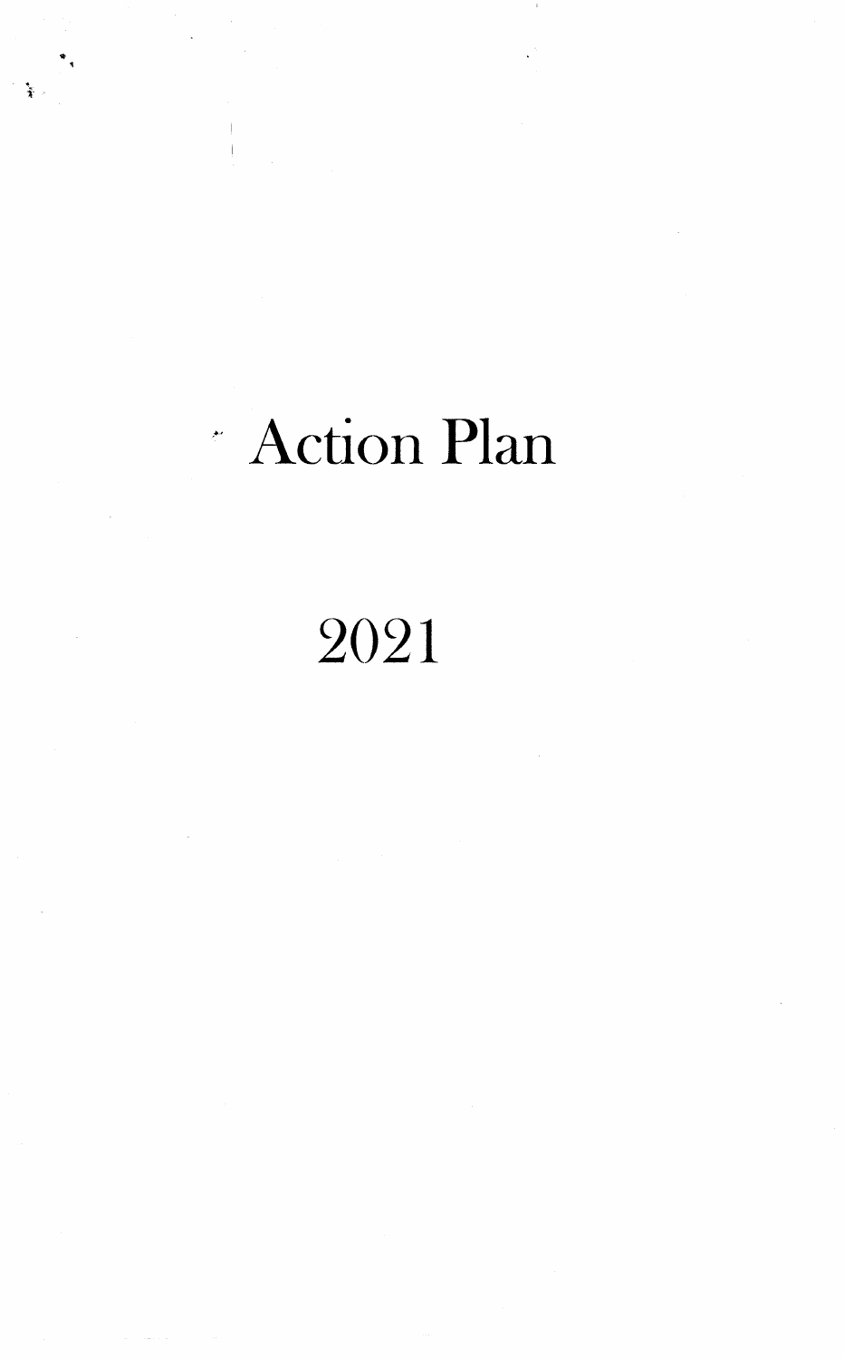# Action Plan

# 2021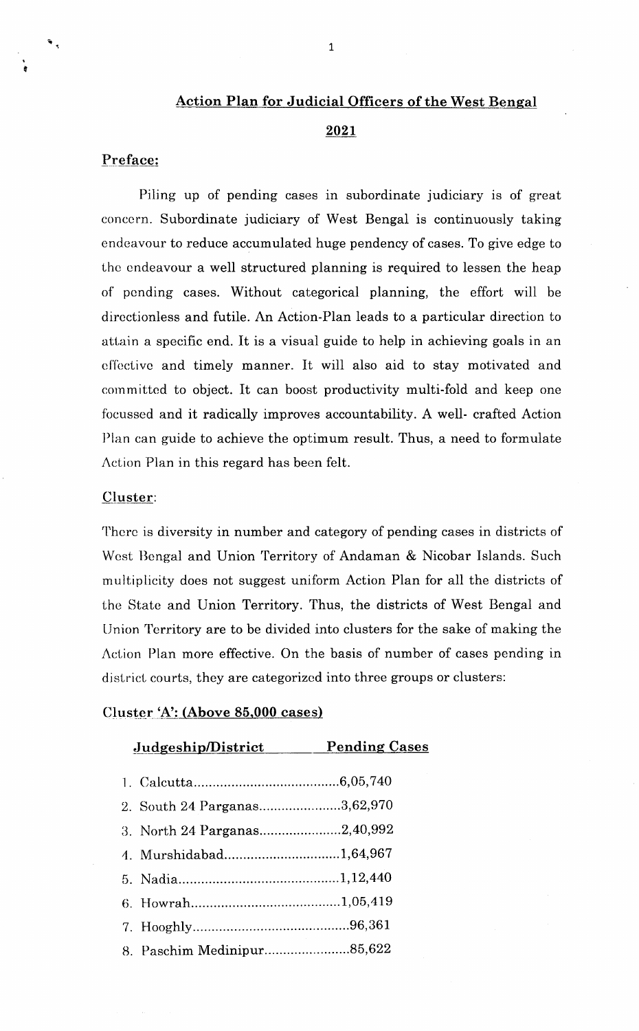## Action Plan for Judicial Officers of the West Bengal

## 2021

### Preface:

Piling up of pending cases in subordinate judiciary is of great concern. Subordinate judiciary of West Bengal is continuously taking endeavour to reduce accumulated huge pendency of cases. To give edge to the endeavour a well structured planning is required to lessen the heap of pending cases. Without categorical planning, the effort will be directionless and futile. An Action-Plan leads to a particular direction to attain a specific end. It is a visual guide to help in achieving goals in an effective and timely manner. It will also aid to stay motivated and committed to object. It can boost productivity multi-fold and keep one focussed and it radically improves accountability. A well- crafted Action Plan can guide to achieve the optimum result. Thus, a need to formulate Action Plan in this regard has been felt.

### Cluster:

There is diversity in number and category of pending cases in districts of West Bengal and Union Territory of Andaman & Nicobar Islands. Such multiplicity does not suggest uniform Action Plan for all the districts of the State and Union Territory. Thus, the districts of West Bengal and Union Territory are to be divided into clusters for the sake of making the Action Plan more effective. On the basis of number of cases pending in district courts, they are categorized into three groups or clusters:

### Cluster 'A': (Above 85,000 cases)

| Judgeship/District | Pending Cases |
|---|---|
| 1. Calcutta | 6,05,740 |
| 2. South 24 Parganas | 3,62,970 |
| 3. North 24 Parganas | 2,40,992 |
| 4. Murshidabad | 1,64,967 |
| 5. Nadia | 1,12,440 |
| 6. Howrah | 1,05,419 |
| 7. Hooghly | 96,361 |
| 8. Paschim Medinipur | 85,622 |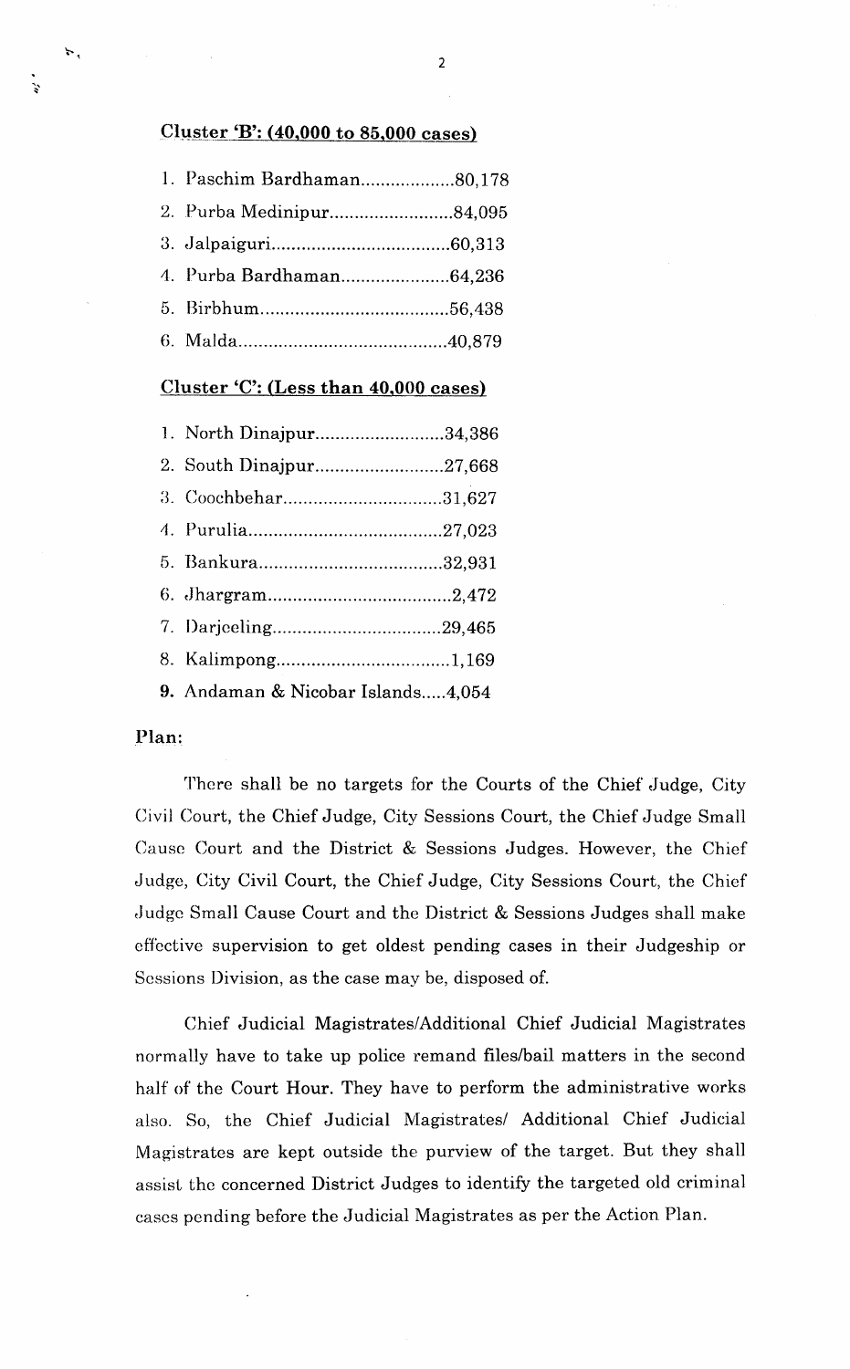**Cluster 'B': (40,000 to 85,000 cases)**

1. Paschim Bardhaman...................80,178
2. Purba Medinipur.........................84,095
3. Jalpaiguri....................................60,313
4. Purba Bardhaman......................64,236
5. Birbhum......................................56,438
6. Malda..........................................40,879

**Cluster 'C': (Less than 40,000 cases)**

1. North Dinajpur..........................34,386
2. South Dinajpur..........................27,668
3. Coochbehar................................31,627
4. Purulia.......................................27,023
5. Bankura.....................................32,931
6. Jhargram.....................................2,472
7. Darjeeling..................................29,465
8. Kalimpong...................................1,169
9. Andaman & Nicobar Islands.....4,054

**Plan:**

There shall be no targets for the Courts of the Chief Judge, City Civil Court, the Chief Judge, City Sessions Court, the Chief Judge Small Cause Court and the District & Sessions Judges. However, the Chief Judge, City Civil Court, the Chief Judge, City Sessions Court, the Chief Judge Small Cause Court and the District & Sessions Judges shall make effective supervision to get oldest pending cases in their Judgeship or Sessions Division, as the case may be, disposed of.

Chief Judicial Magistrates/Additional Chief Judicial Magistrates normally have to take up police remand files/bail matters in the second half of the Court Hour. They have to perform the administrative works also. So, the Chief Judicial Magistrates/ Additional Chief Judicial Magistrates are kept outside the purview of the target. But they shall assist the concerned District Judges to identify the targeted old criminal cases pending before the Judicial Magistrates as per the Action Plan.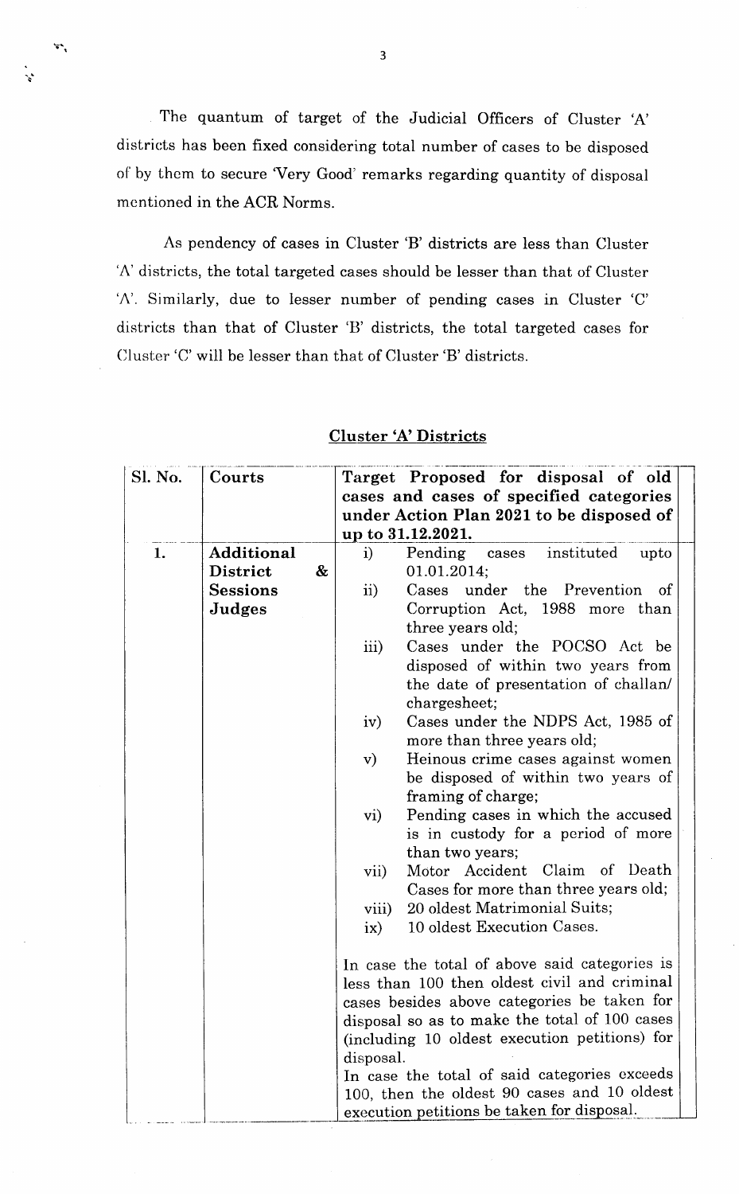The quantum of target of the Judicial Officers of Cluster 'A' districts has been fixed considering total number of cases to be disposed of by them to secure 'Very Good' remarks regarding quantity of disposal mentioned in the ACR Norms.

As pendency of cases in Cluster 'B' districts are less than Cluster 'A' districts, the total targeted cases should be lesser than that of Cluster 'A'. Similarly, due to lesser number of pending cases in Cluster 'C' districts than that of Cluster 'B' districts, the total targeted cases for Cluster 'C' will be lesser than that of Cluster 'B' districts.

## Cluster 'A' Districts

| Sl. No. | Courts | Target Proposed for disposal of old cases and cases of specified categories under Action Plan 2021 to be disposed of up to 31.12.2021. |
|---|---|---|
| 1. | **Additional District & Sessions Judges** | i) Pending cases instituted upto 01.01.2014;<br>ii) Cases under the Prevention of Corruption Act, 1988 more than three years old;<br>iii) Cases under the POCSO Act be disposed of within two years from the date of presentation of challan/ chargesheet;<br>iv) Cases under the NDPS Act, 1985 of more than three years old;<br>v) Heinous crime cases against women be disposed of within two years of framing of charge;<br>vi) Pending cases in which the accused is in custody for a period of more than two years;<br>vii) Motor Accident Claim of Death Cases for more than three years old;<br>viii) 20 oldest Matrimonial Suits;<br>ix) 10 oldest Execution Cases.<br><br>In case the total of above said categories is less than 100 then oldest civil and criminal cases besides above categories be taken for disposal so as to make the total of 100 cases (including 10 oldest execution petitions) for disposal.<br>In case the total of said categories exceeds 100, then the oldest 90 cases and 10 oldest execution petitions be taken for disposal. |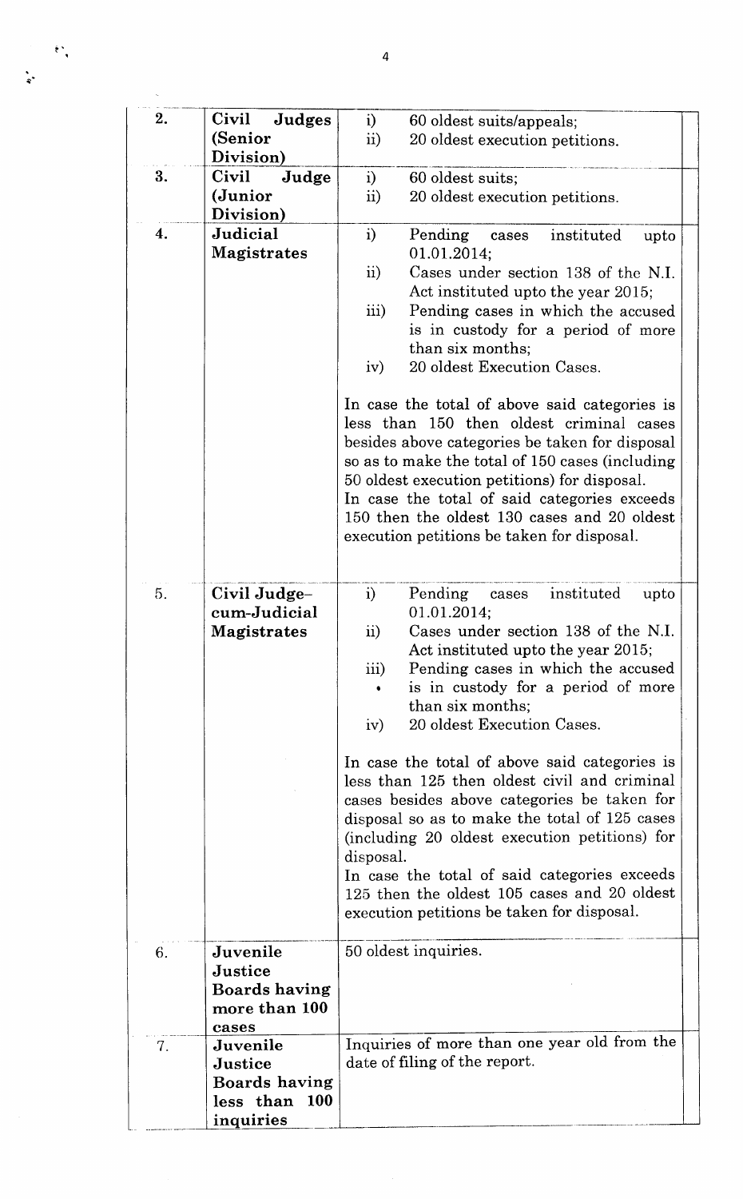| 2. | **Civil Judges (Senior Division)** | i) 60 oldest suits/appeals;<br>ii) 20 oldest execution petitions. | |
|---|---|---|---|
| 3. | **Civil Judge (Junior Division)** | i) 60 oldest suits;<br>ii) 20 oldest execution petitions. | |
| 4. | **Judicial Magistrates** | i) Pending cases instituted upto 01.01.2014;<br>ii) Cases under section 138 of the N.I. Act instituted upto the year 2015;<br>iii) Pending cases in which the accused is in custody for a period of more than six months;<br>iv) 20 oldest Execution Cases.<br><br>In case the total of above said categories is less than 150 then oldest criminal cases besides above categories be taken for disposal so as to make the total of 150 cases (including 50 oldest execution petitions) for disposal.<br>In case the total of said categories exceeds 150 then the oldest 130 cases and 20 oldest execution petitions be taken for disposal. | |
| 5. | **Civil Judge–cum-Judicial Magistrates** | i) Pending cases instituted upto 01.01.2014;<br>ii) Cases under section 138 of the N.I. Act instituted upto the year 2015;<br>iii) Pending cases in which the accused is in custody for a period of more than six months;<br>iv) 20 oldest Execution Cases.<br><br>In case the total of above said categories is less than 125 then oldest civil and criminal cases besides above categories be taken for disposal so as to make the total of 125 cases (including 20 oldest execution petitions) for disposal.<br>In case the total of said categories exceeds 125 then the oldest 105 cases and 20 oldest execution petitions be taken for disposal. | |
| 6. | **Juvenile Justice Boards having more than 100 cases** | 50 oldest inquiries. | |
| 7. | **Juvenile Justice Boards having less than 100 inquiries** | Inquiries of more than one year old from the date of filing of the report. | |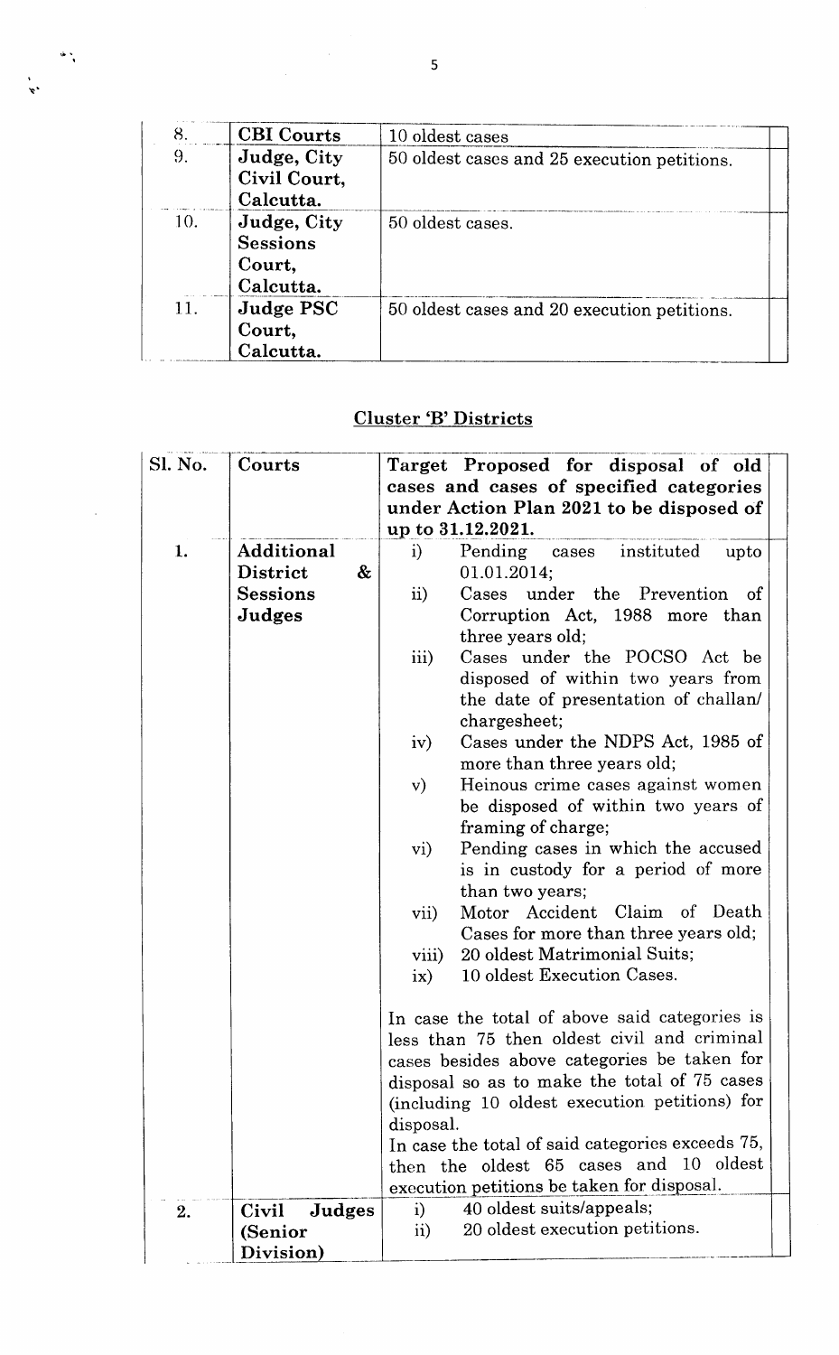| 8. | **CBI Courts** | 10 oldest cases | |
|---|---|---|---|
| 9. | **Judge, City Civil Court, Calcutta.** | 50 oldest cases and 25 execution petitions. | |
| 10. | **Judge, City Sessions Court, Calcutta.** | 50 oldest cases. | |
| 11. | **Judge PSC Court, Calcutta.** | 50 oldest cases and 20 execution petitions. | |

## Cluster 'B' Districts

| Sl. No. | Courts | Target Proposed for disposal of old cases and cases of specified categories under Action Plan 2021 to be disposed of up to 31.12.2021. | |
|---|---|---|---|
| 1. | **Additional District & Sessions Judges** | i) Pending cases instituted upto 01.01.2014;<br>ii) Cases under the Prevention of Corruption Act, 1988 more than three years old;<br>iii) Cases under the POCSO Act be disposed of within two years from the date of presentation of challan/ chargesheet;<br>iv) Cases under the NDPS Act, 1985 of more than three years old;<br>v) Heinous crime cases against women be disposed of within two years of framing of charge;<br>vi) Pending cases in which the accused is in custody for a period of more than two years;<br>vii) Motor Accident Claim of Death Cases for more than three years old;<br>viii) 20 oldest Matrimonial Suits;<br>ix) 10 oldest Execution Cases.<br><br>In case the total of above said categories is less than 75 then oldest civil and criminal cases besides above categories be taken for disposal so as to make the total of 75 cases (including 10 oldest execution petitions) for disposal.<br>In case the total of said categories exceeds 75, then the oldest 65 cases and 10 oldest execution petitions be taken for disposal. | |
| 2. | **Civil Judges (Senior Division)** | i) 40 oldest suits/appeals;<br>ii) 20 oldest execution petitions. | |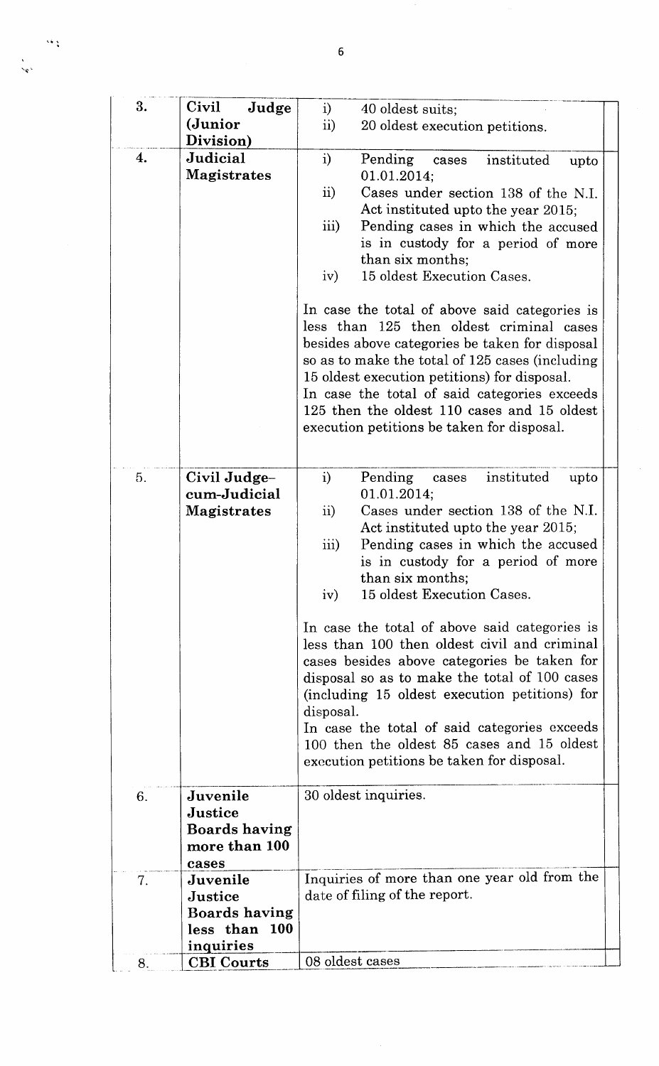| | | | |
|---|---|---|---|
| 3. | **Civil Judge (Junior Division)** | i) 40 oldest suits;<br>ii) 20 oldest execution petitions. | |
| 4. | **Judicial Magistrates** | i) Pending cases instituted upto 01.01.2014;<br>ii) Cases under section 138 of the N.I. Act instituted upto the year 2015;<br>iii) Pending cases in which the accused is in custody for a period of more than six months;<br>iv) 15 oldest Execution Cases.<br><br>In case the total of above said categories is less than 125 then oldest criminal cases besides above categories be taken for disposal so as to make the total of 125 cases (including 15 oldest execution petitions) for disposal.<br>In case the total of said categories exceeds 125 then the oldest 110 cases and 15 oldest execution petitions be taken for disposal. | |
| 5. | **Civil Judge–cum-Judicial Magistrates** | i) Pending cases instituted upto 01.01.2014;<br>ii) Cases under section 138 of the N.I. Act instituted upto the year 2015;<br>iii) Pending cases in which the accused is in custody for a period of more than six months;<br>iv) 15 oldest Execution Cases.<br><br>In case the total of above said categories is less than 100 then oldest civil and criminal cases besides above categories be taken for disposal so as to make the total of 100 cases (including 15 oldest execution petitions) for disposal.<br>In case the total of said categories exceeds 100 then the oldest 85 cases and 15 oldest execution petitions be taken for disposal. | |
| 6. | **Juvenile Justice Boards having more than 100 cases** | 30 oldest inquiries. | |
| 7. | **Juvenile Justice Boards having less than 100 inquiries** | Inquiries of more than one year old from the date of filing of the report. | |
| 8. | **CBI Courts** | 08 oldest cases | |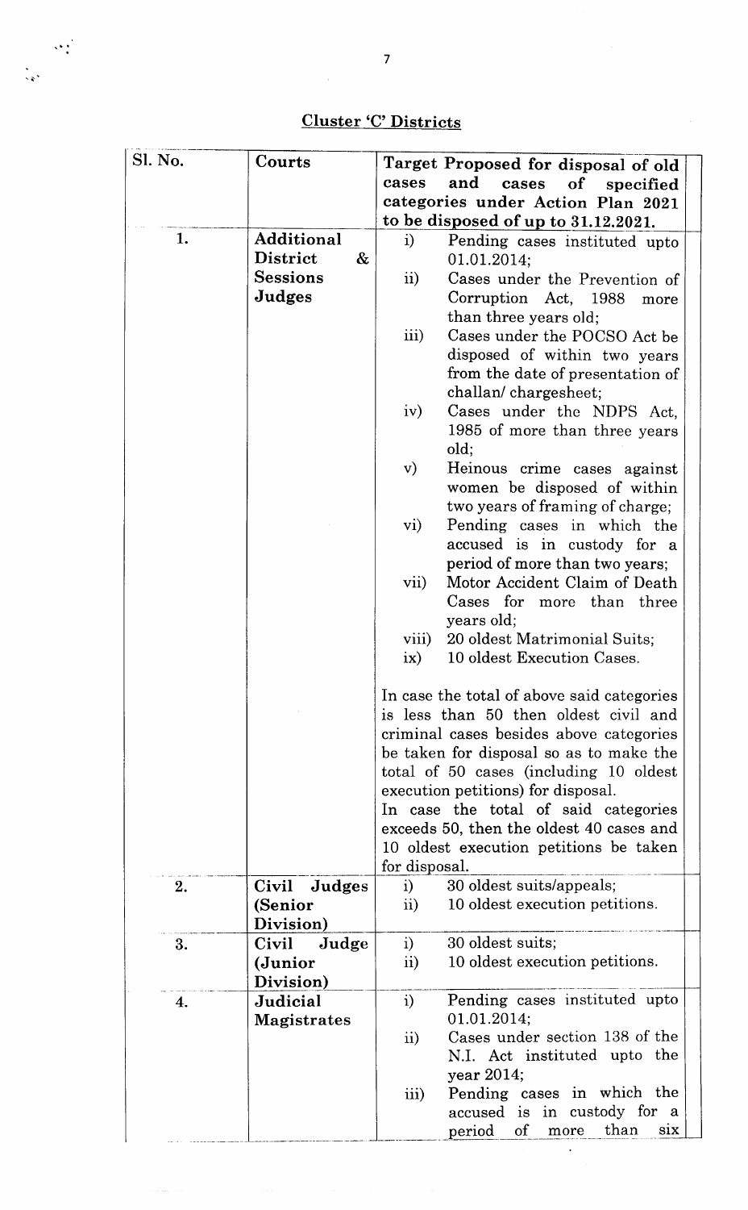## Cluster 'C' Districts

| Sl. No. | Courts | Target Proposed for disposal of old cases and cases of specified categories under Action Plan 2021 to be disposed of up to 31.12.2021. |
|---|---|---|
| 1. | **Additional District & Sessions Judges** | i) Pending cases instituted upto 01.01.2014;<br>ii) Cases under the Prevention of Corruption Act, 1988 more than three years old;<br>iii) Cases under the POCSO Act be disposed of within two years from the date of presentation of challan/ chargesheet;<br>iv) Cases under the NDPS Act, 1985 of more than three years old;<br>v) Heinous crime cases against women be disposed of within two years of framing of charge;<br>vi) Pending cases in which the accused is in custody for a period of more than two years;<br>vii) Motor Accident Claim of Death Cases for more than three years old;<br>viii) 20 oldest Matrimonial Suits;<br>ix) 10 oldest Execution Cases.<br><br>In case the total of above said categories is less than 50 then oldest civil and criminal cases besides above categories be taken for disposal so as to make the total of 50 cases (including 10 oldest execution petitions) for disposal.<br>In case the total of said categories exceeds 50, then the oldest 40 cases and 10 oldest execution petitions be taken for disposal. |
| 2. | **Civil Judges (Senior Division)** | i) 30 oldest suits/appeals;<br>ii) 10 oldest execution petitions. |
| 3. | **Civil Judge (Junior Division)** | i) 30 oldest suits;<br>ii) 10 oldest execution petitions. |
| 4. | **Judicial Magistrates** | i) Pending cases instituted upto 01.01.2014;<br>ii) Cases under section 138 of the N.I. Act instituted upto the year 2014;<br>iii) Pending cases in which the accused is in custody for a period of more than six |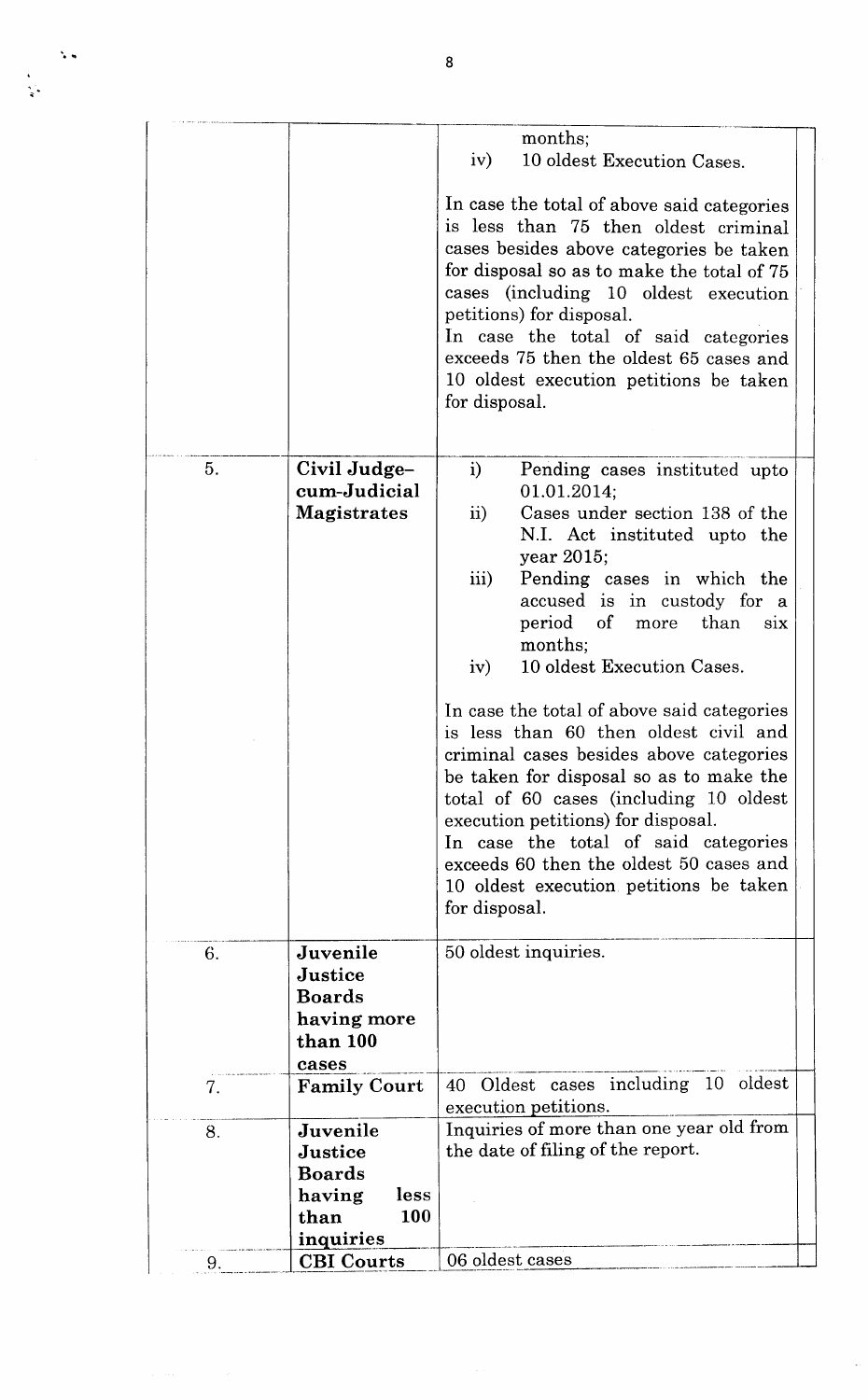| | | | |
|---|---|---|---|
| | | months;<br>iv) 10 oldest Execution Cases.<br><br>In case the total of above said categories is less than 75 then oldest criminal cases besides above categories be taken for disposal so as to make the total of 75 cases (including 10 oldest execution petitions) for disposal.<br>In case the total of said categories exceeds 75 then the oldest 65 cases and 10 oldest execution petitions be taken for disposal. | |
| 5. | **Civil Judge–cum-Judicial Magistrates** | i) Pending cases instituted upto 01.01.2014;<br>ii) Cases under section 138 of the N.I. Act instituted upto the year 2015;<br>iii) Pending cases in which the accused is in custody for a period of more than six months;<br>iv) 10 oldest Execution Cases.<br><br>In case the total of above said categories is less than 60 then oldest civil and criminal cases besides above categories be taken for disposal so as to make the total of 60 cases (including 10 oldest execution petitions) for disposal.<br>In case the total of said categories exceeds 60 then the oldest 50 cases and 10 oldest execution petitions be taken for disposal. | |
| 6. | **Juvenile Justice Boards having more than 100 cases** | 50 oldest inquiries. | |
| 7. | **Family Court** | 40 Oldest cases including 10 oldest execution petitions. | |
| 8. | **Juvenile Justice Boards having less than 100 inquiries** | Inquiries of more than one year old from the date of filing of the report. | |
| 9. | **CBI Courts** | 06 oldest cases | |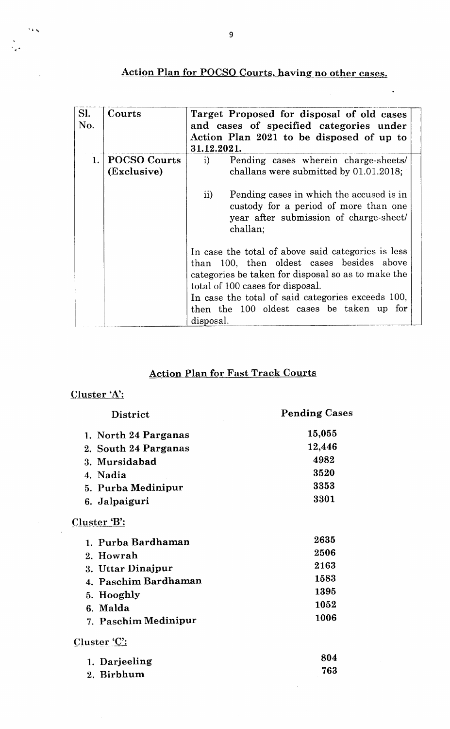## Action Plan for POCSO Courts, having no other cases.

| Sl. No. | Courts | Target Proposed for disposal of old cases and cases of specified categories under Action Plan 2021 to be disposed of up to 31.12.2021. |
|---|---|---|
| 1. | POCSO Courts (Exclusive) | i) Pending cases wherein charge-sheets/ challans were submitted by 01.01.2018;<br><br>ii) Pending cases in which the accused is in custody for a period of more than one year after submission of charge-sheet/ challan;<br><br>In case the total of above said categories is less than 100, then oldest cases besides above categories be taken for disposal so as to make the total of 100 cases for disposal.<br>In case the total of said categories exceeds 100, then the 100 oldest cases be taken up for disposal. |

## Action Plan for Fast Track Courts

Cluster 'A':

| District | Pending Cases |
|---|---|
| 1. North 24 Parganas | 15,055 |
| 2. South 24 Parganas | 12,446 |
| 3. Mursidabad | 4982 |
| 4. Nadia | 3520 |
| 5. Purba Medinipur | 3353 |
| 6. Jalpaiguri | 3301 |

Cluster 'B':

| District | Pending Cases |
|---|---|
| 1. Purba Bardhaman | 2635 |
| 2. Howrah | 2506 |
| 3. Uttar Dinajpur | 2163 |
| 4. Paschim Bardhaman | 1583 |
| 5. Hooghly | 1395 |
| 6. Malda | 1052 |
| 7. Paschim Medinipur | 1006 |

Cluster 'C':

| District | Pending Cases |
|---|---|
| 1. Darjeeling | 804 |
| 2. Birbhum | 763 |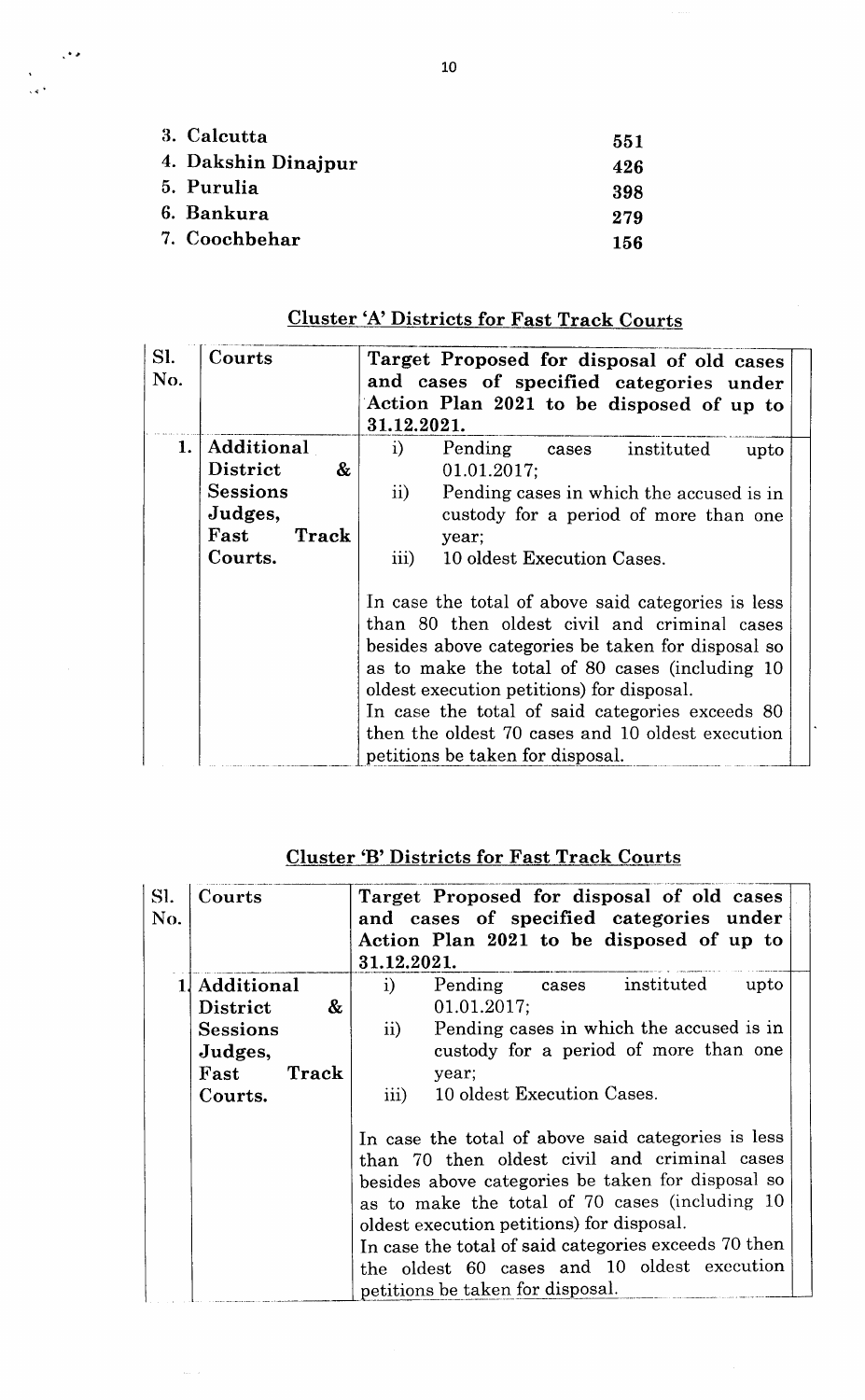3. Calcutta 551
4. Dakshin Dinajpur 426
5. Purulia 398
6. Bankura 279
7. Coochbehar 156

## Cluster 'A' Districts for Fast Track Courts

| Sl. No. | Courts | Target Proposed for disposal of old cases and cases of specified categories under Action Plan 2021 to be disposed of up to 31.12.2021. |
|---|---|---|
| 1. | Additional District & Sessions Judges, Fast Track Courts. | i) Pending cases instituted upto 01.01.2017;<br>ii) Pending cases in which the accused is in custody for a period of more than one year;<br>iii) 10 oldest Execution Cases.<br><br>In case the total of above said categories is less than 80 then oldest civil and criminal cases besides above categories be taken for disposal so as to make the total of 80 cases (including 10 oldest execution petitions) for disposal.<br>In case the total of said categories exceeds 80 then the oldest 70 cases and 10 oldest execution petitions be taken for disposal. |

## Cluster 'B' Districts for Fast Track Courts

| Sl. No. | Courts | Target Proposed for disposal of old cases and cases of specified categories under Action Plan 2021 to be disposed of up to 31.12.2021. |
|---|---|---|
| 1. | Additional District & Sessions Judges, Fast Track Courts. | i) Pending cases instituted upto 01.01.2017;<br>ii) Pending cases in which the accused is in custody for a period of more than one year;<br>iii) 10 oldest Execution Cases.<br><br>In case the total of above said categories is less than 70 then oldest civil and criminal cases besides above categories be taken for disposal so as to make the total of 70 cases (including 10 oldest execution petitions) for disposal.<br>In case the total of said categories exceeds 70 then the oldest 60 cases and 10 oldest execution petitions be taken for disposal. |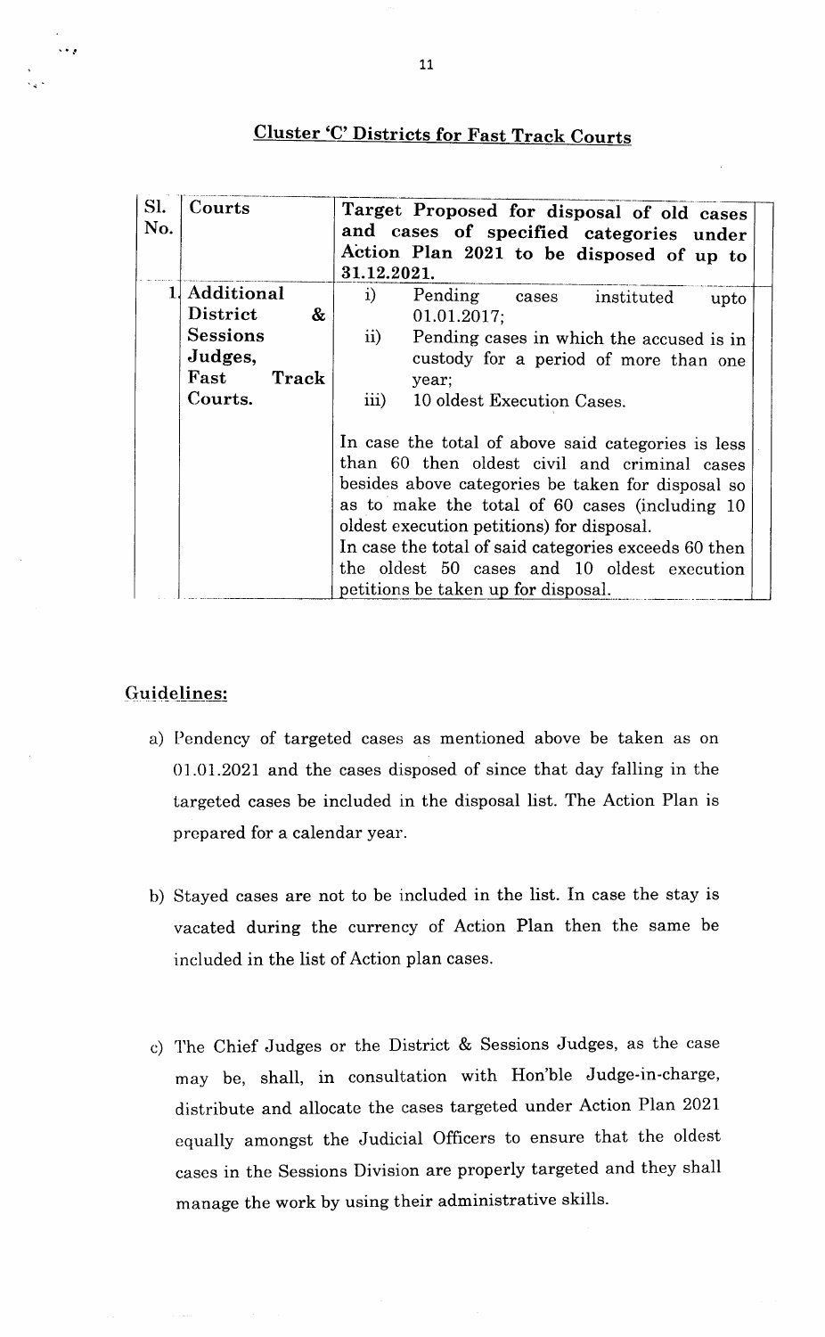## Cluster 'C' Districts for Fast Track Courts

| Sl. No. | Courts | Target Proposed for disposal of old cases and cases of specified categories under Action Plan 2021 to be disposed of up to 31.12.2021. |
|---|---|---|
| 1. | Additional District & Sessions Judges, Fast Track Courts. | i) Pending cases instituted upto 01.01.2017;<br>ii) Pending cases in which the accused is in custody for a period of more than one year;<br>iii) 10 oldest Execution Cases.<br><br>In case the total of above said categories is less than 60 then oldest civil and criminal cases besides above categories be taken for disposal so as to make the total of 60 cases (including 10 oldest execution petitions) for disposal.<br>In case the total of said categories exceeds 60 then the oldest 50 cases and 10 oldest execution petitions be taken up for disposal. |

### Guidelines:

a) Pendency of targeted cases as mentioned above be taken as on 01.01.2021 and the cases disposed of since that day falling in the targeted cases be included in the disposal list. The Action Plan is prepared for a calendar year.

b) Stayed cases are not to be included in the list. In case the stay is vacated during the currency of Action Plan then the same be included in the list of Action plan cases.

c) The Chief Judges or the District & Sessions Judges, as the case may be, shall, in consultation with Hon'ble Judge-in-charge, distribute and allocate the cases targeted under Action Plan 2021 equally amongst the Judicial Officers to ensure that the oldest cases in the Sessions Division are properly targeted and they shall manage the work by using their administrative skills.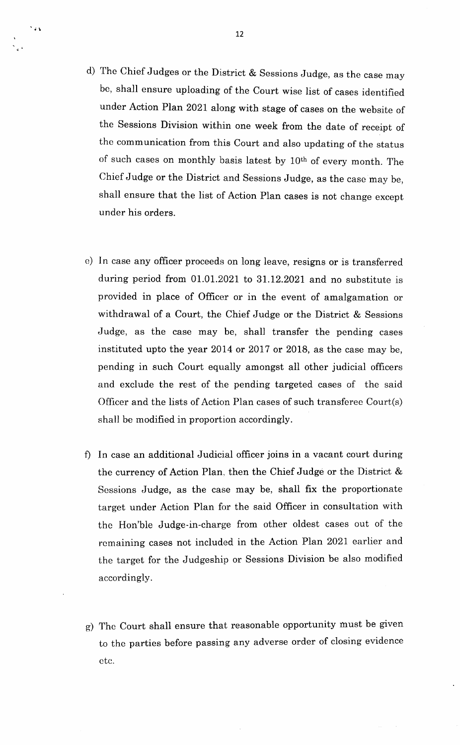d) The Chief Judges or the District & Sessions Judge, as the case may be, shall ensure uploading of the Court wise list of cases identified under Action Plan 2021 along with stage of cases on the website of the Sessions Division within one week from the date of receipt of the communication from this Court and also updating of the status of such cases on monthly basis latest by 10th of every month. The Chief Judge or the District and Sessions Judge, as the case may be, shall ensure that the list of Action Plan cases is not change except under his orders.

e) In case any officer proceeds on long leave, resigns or is transferred during period from 01.01.2021 to 31.12.2021 and no substitute is provided in place of Officer or in the event of amalgamation or withdrawal of a Court, the Chief Judge or the District & Sessions Judge, as the case may be, shall transfer the pending cases instituted upto the year 2014 or 2017 or 2018, as the case may be, pending in such Court equally amongst all other judicial officers and exclude the rest of the pending targeted cases of the said Officer and the lists of Action Plan cases of such transferee Court(s) shall be modified in proportion accordingly.

f) In case an additional Judicial officer joins in a vacant court during the currency of Action Plan, then the Chief Judge or the District & Sessions Judge, as the case may be, shall fix the proportionate target under Action Plan for the said Officer in consultation with the Hon'ble Judge-in-charge from other oldest cases out of the remaining cases not included in the Action Plan 2021 earlier and the target for the Judgeship or Sessions Division be also modified accordingly.

g) The Court shall ensure that reasonable opportunity must be given to the parties before passing any adverse order of closing evidence etc.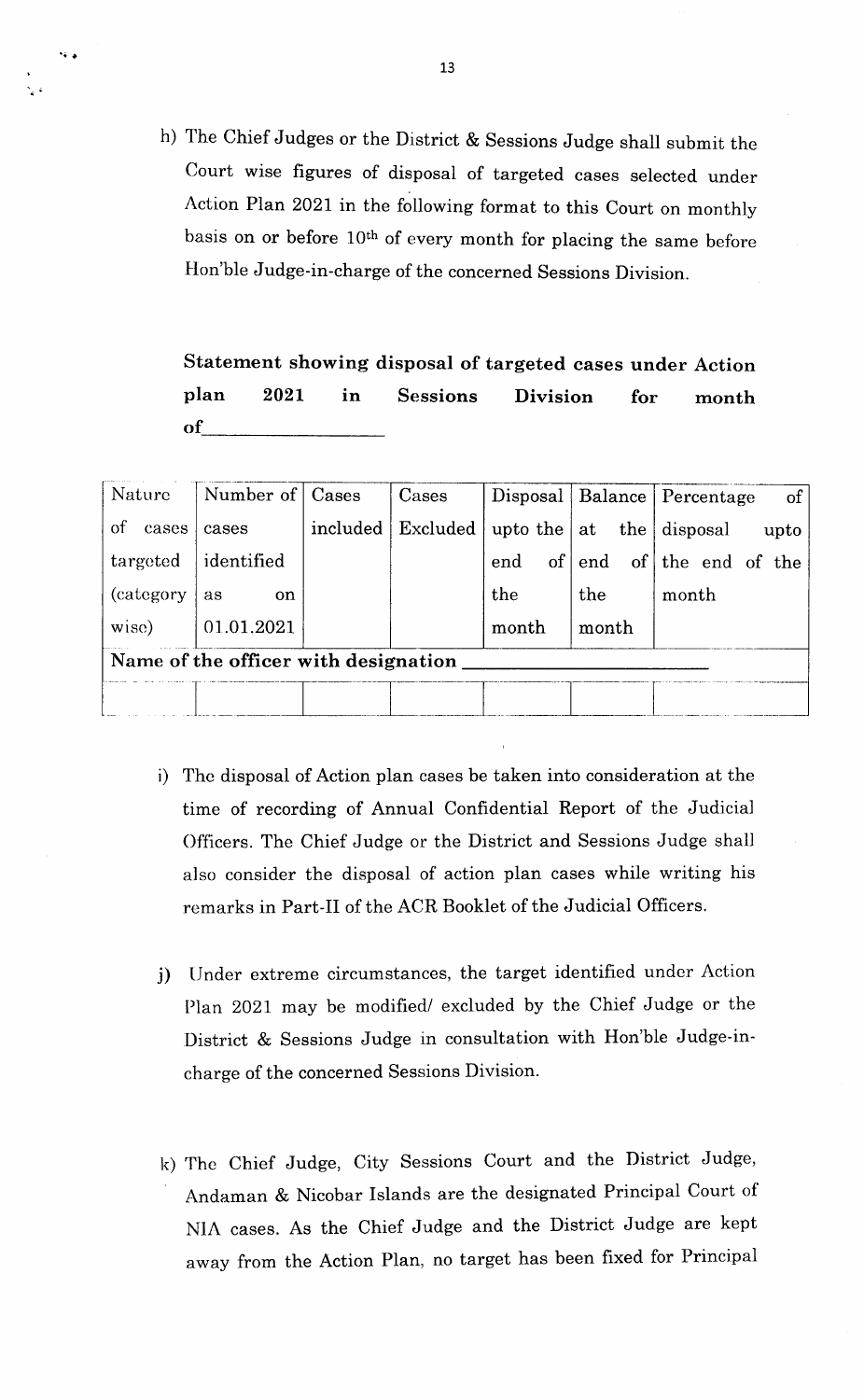h) The Chief Judges or the District & Sessions Judge shall submit the Court wise figures of disposal of targeted cases selected under Action Plan 2021 in the following format to this Court on monthly basis on or before 10th of every month for placing the same before Hon'ble Judge-in-charge of the concerned Sessions Division.

**Statement showing disposal of targeted cases under Action plan 2021 in Sessions Division for month of\_\_\_\_\_\_\_\_\_\_\_\_\_\_\_\_\_\_**

| Nature of cases targeted (category wise) | Number of cases identified as on 01.01.2021 | Cases included | Cases Excluded | Disposal upto the end of the month | Balance at the end of the month | Percentage of disposal upto the end of the month |
|---|---|---|---|---|---|---|
| **Name of the officer with designation \_\_\_\_\_\_\_\_\_\_\_\_\_\_\_\_\_\_\_\_\_\_** | | | | | | |
| | | | | | | |

i) The disposal of Action plan cases be taken into consideration at the time of recording of Annual Confidential Report of the Judicial Officers. The Chief Judge or the District and Sessions Judge shall also consider the disposal of action plan cases while writing his remarks in Part-II of the ACR Booklet of the Judicial Officers.

j) Under extreme circumstances, the target identified under Action Plan 2021 may be modified/ excluded by the Chief Judge or the District & Sessions Judge in consultation with Hon'ble Judge-in-charge of the concerned Sessions Division.

k) The Chief Judge, City Sessions Court and the District Judge, Andaman & Nicobar Islands are the designated Principal Court of NIA cases. As the Chief Judge and the District Judge are kept away from the Action Plan, no target has been fixed for Principal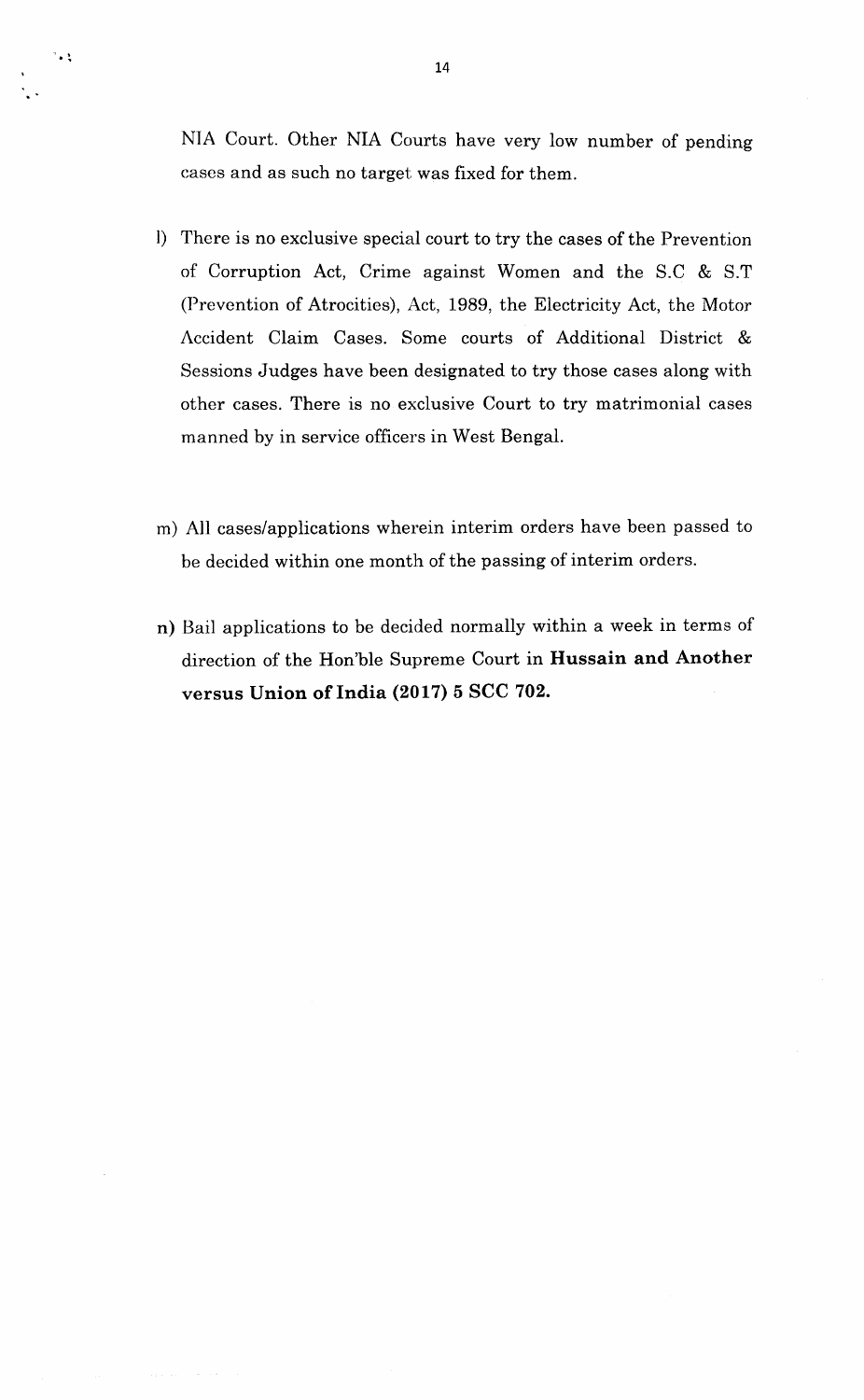NIA Court. Other NIA Courts have very low number of pending cases and as such no target was fixed for them.

l) There is no exclusive special court to try the cases of the Prevention of Corruption Act, Crime against Women and the S.C & S.T (Prevention of Atrocities), Act, 1989, the Electricity Act, the Motor Accident Claim Cases. Some courts of Additional District & Sessions Judges have been designated to try those cases along with other cases. There is no exclusive Court to try matrimonial cases manned by in service officers in West Bengal.

m) All cases/applications wherein interim orders have been passed to be decided within one month of the passing of interim orders.

n) Bail applications to be decided normally within a week in terms of direction of the Hon'ble Supreme Court in **Hussain and Another versus Union of India (2017) 5 SCC 702.**